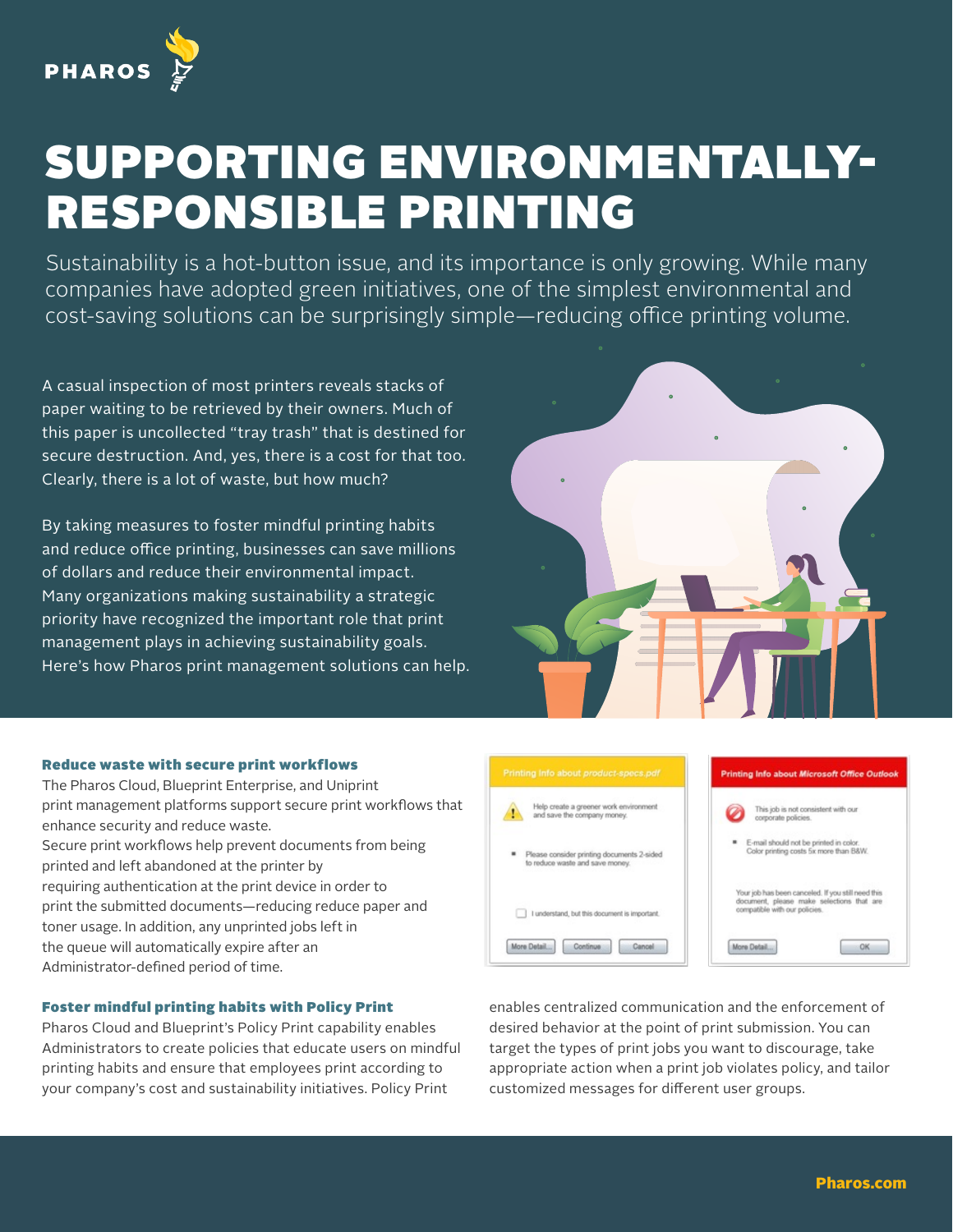PHAROS

# SUPPORTING ENVIRONMENTALLY-RESPONSIBLE PRINTING

Sustainability is a hot-button issue, and its importance is only growing. While many companies have adopted green initiatives, one of the simplest environmental and cost-saving solutions can be surprisingly simple—reducing office printing volume.

A casual inspection of most printers reveals stacks of paper waiting to be retrieved by their owners. Much of this paper is uncollected "tray trash" that is destined for secure destruction. And, yes, there is a cost for that too. Clearly, there is a lot of waste, but how much?

By taking measures to foster mindful printing habits and reduce office printing, businesses can save millions of dollars and reduce their environmental impact. Many organizations making sustainability a strategic priority have recognized the important role that print management plays in achieving sustainability goals. Here's how Pharos print management solutions can help.

### Reduce waste with secure print workflows

The Pharos Cloud, Blueprint Enterprise, and Uniprint print management platforms support secure print workflows that enhance security and reduce waste.

Secure print workflows help prevent documents from being printed and left abandoned at the printer by requiring authentication at the print device in order to print the submitted documents—reducing reduce paper and toner usage. In addition, any unprinted jobs left in the queue will automatically expire after an Administrator-defined period of time.

**Printing Info about product-specs.pdf**

Help create a greener work environment and save the company money.

- Please consider printing documents 2-sided to reduce waste and save money.

☐ I understand, but this document is important.

More Detail... | Continue | Cancel

**Printing Info about Microsoft Office Outlook**

This job is not consistent with our corporate policies.

- E-mail should not be printed in color. Color printing costs 5x more than B&W.

Your job has been canceled. If you still need this document, please make selections that are compatible with our policies.

More Detail... | OK

### Foster mindful printing habits with Policy Print

Pharos Cloud and Blueprint's Policy Print capability enables Administrators to create policies that educate users on mindful printing habits and ensure that employees print according to your company's cost and sustainability initiatives. Policy Print enables centralized communication and the enforcement of desired behavior at the point of print submission. You can target the types of print jobs you want to discourage, take appropriate action when a print job violates policy, and tailor customized messages for different user groups.

Pharos.com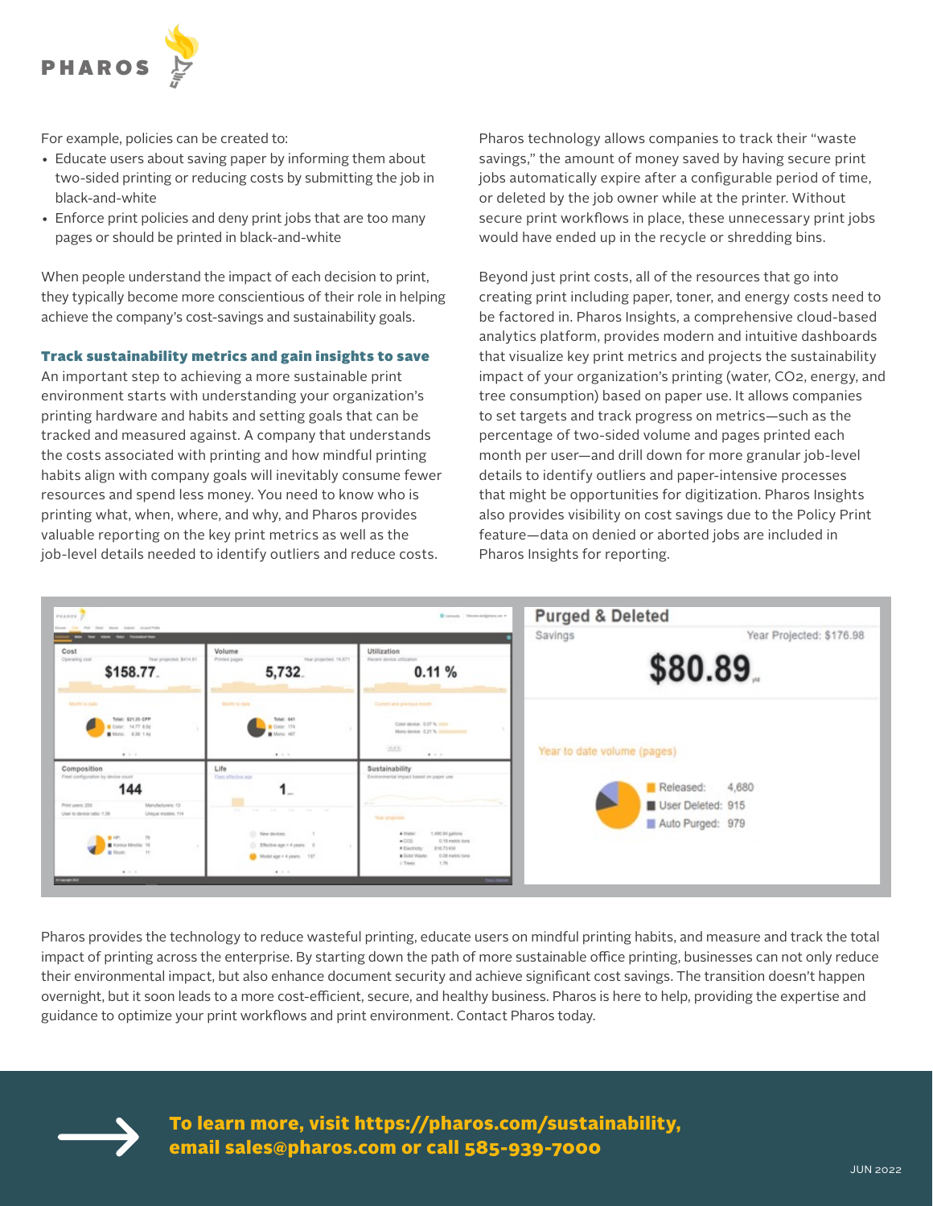For example, policies can be created to:

- Educate users about saving paper by informing them about two-sided printing or reducing costs by submitting the job in black-and-white
- Enforce print policies and deny print jobs that are too many pages or should be printed in black-and-white

When people understand the impact of each decision to print, they typically become more conscientious of their role in helping achieve the company's cost-savings and sustainability goals.

## Track sustainability metrics and gain insights to save

An important step to achieving a more sustainable print environment starts with understanding your organization's printing hardware and habits and setting goals that can be tracked and measured against. A company that understands the costs associated with printing and how mindful printing habits align with company goals will inevitably consume fewer resources and spend less money. You need to know who is printing what, when, where, and why, and Pharos provides valuable reporting on the key print metrics as well as the job-level details needed to identify outliers and reduce costs.

Pharos technology allows companies to track their "waste savings," the amount of money saved by having secure print jobs automatically expire after a configurable period of time, or deleted by the job owner while at the printer. Without secure print workflows in place, these unnecessary print jobs would have ended up in the recycle or shredding bins.

Beyond just print costs, all of the resources that go into creating print including paper, toner, and energy costs need to be factored in. Pharos Insights, a comprehensive cloud-based analytics platform, provides modern and intuitive dashboards that visualize key print metrics and projects the sustainability impact of your organization's printing (water, $CO_2$, energy, and tree consumption) based on paper use. It allows companies to set targets and track progress on metrics—such as the percentage of two-sided volume and pages printed each month per user—and drill down for more granular job-level details to identify outliers and paper-intensive processes that might be opportunities for digitization. Pharos Insights also provides visibility on cost savings due to the Policy Print feature—data on denied or aborted jobs are included in Pharos Insights for reporting.

Pharos provides the technology to reduce wasteful printing, educate users on mindful printing habits, and measure and track the total impact of printing across the enterprise. By starting down the path of more sustainable office printing, businesses can not only reduce their environmental impact, but also enhance document security and achieve significant cost savings. The transition doesn't happen overnight, but it soon leads to a more cost-efficient, secure, and healthy business. Pharos is here to help, providing the expertise and guidance to optimize your print workflows and print environment. Contact Pharos today.

**To learn more, visit https://pharos.com/sustainability, email sales@pharos.com or call 585-939-7000**

JUN 2022